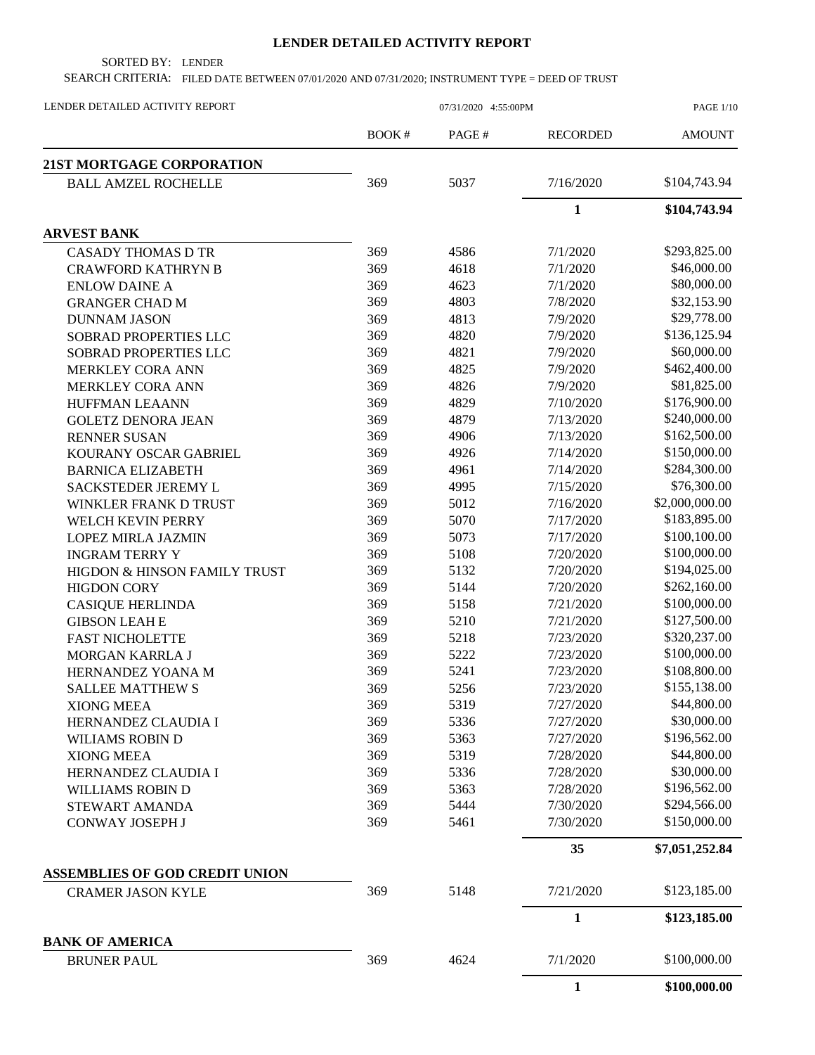# LENDER DETAILED ACTIVITY REPORT

SORTED BY: LENDER

SEARCH CRITERIA: FILED DATE BETWEEN 07/01/2020 AND 07/31/2020; INSTRUMENT TYPE = DEED OF TRUST

LENDER DETAILED ACTIVITY REPORT — 07/31/2020 4:55:00PM

| | BOOK # | PAGE # | RECORDED | AMOUNT |
|---|---|---|---|---|
| **21ST MORTGAGE CORPORATION** | | | | |
| BALL AMZEL ROCHELLE | 369 | 5037 | 7/16/2020 | $104,743.94 |
| | | | **1** | **$104,743.94** |
| **ARVEST BANK** | | | | |
| CASADY THOMAS D TR | 369 | 4586 | 7/1/2020 | $293,825.00 |
| CRAWFORD KATHRYN B | 369 | 4618 | 7/1/2020 | $46,000.00 |
| ENLOW DAINE A | 369 | 4623 | 7/1/2020 | $80,000.00 |
| GRANGER CHAD M | 369 | 4803 | 7/8/2020 | $32,153.90 |
| DUNNAM JASON | 369 | 4813 | 7/9/2020 | $29,778.00 |
| SOBRAD PROPERTIES LLC | 369 | 4820 | 7/9/2020 | $136,125.94 |
| SOBRAD PROPERTIES LLC | 369 | 4821 | 7/9/2020 | $60,000.00 |
| MERKLEY CORA ANN | 369 | 4825 | 7/9/2020 | $462,400.00 |
| MERKLEY CORA ANN | 369 | 4826 | 7/9/2020 | $81,825.00 |
| HUFFMAN LEAANN | 369 | 4829 | 7/10/2020 | $176,900.00 |
| GOLETZ DENORA JEAN | 369 | 4879 | 7/13/2020 | $240,000.00 |
| RENNER SUSAN | 369 | 4906 | 7/13/2020 | $162,500.00 |
| KOURANY OSCAR GABRIEL | 369 | 4926 | 7/14/2020 | $150,000.00 |
| BARNICA ELIZABETH | 369 | 4961 | 7/14/2020 | $284,300.00 |
| SACKSTEDER JEREMY L | 369 | 4995 | 7/15/2020 | $76,300.00 |
| WINKLER FRANK D TRUST | 369 | 5012 | 7/16/2020 | $2,000,000.00 |
| WELCH KEVIN PERRY | 369 | 5070 | 7/17/2020 | $183,895.00 |
| LOPEZ MIRLA JAZMIN | 369 | 5073 | 7/17/2020 | $100,100.00 |
| INGRAM TERRY Y | 369 | 5108 | 7/20/2020 | $100,000.00 |
| HIGDON & HINSON FAMILY TRUST | 369 | 5132 | 7/20/2020 | $194,025.00 |
| HIGDON CORY | 369 | 5144 | 7/20/2020 | $262,160.00 |
| CASIQUE HERLINDA | 369 | 5158 | 7/21/2020 | $100,000.00 |
| GIBSON LEAH E | 369 | 5210 | 7/21/2020 | $127,500.00 |
| FAST NICHOLETTE | 369 | 5218 | 7/23/2020 | $320,237.00 |
| MORGAN KARRLA J | 369 | 5222 | 7/23/2020 | $100,000.00 |
| HERNANDEZ YOANA M | 369 | 5241 | 7/23/2020 | $108,800.00 |
| SALLEE MATTHEW S | 369 | 5256 | 7/23/2020 | $155,138.00 |
| XIONG MEEA | 369 | 5319 | 7/27/2020 | $44,800.00 |
| HERNANDEZ CLAUDIA I | 369 | 5336 | 7/27/2020 | $30,000.00 |
| WILIAMS ROBIN D | 369 | 5363 | 7/27/2020 | $196,562.00 |
| XIONG MEEA | 369 | 5319 | 7/28/2020 | $44,800.00 |
| HERNANDEZ CLAUDIA I | 369 | 5336 | 7/28/2020 | $30,000.00 |
| WILLIAMS ROBIN D | 369 | 5363 | 7/28/2020 | $196,562.00 |
| STEWART AMANDA | 369 | 5444 | 7/30/2020 | $294,566.00 |
| CONWAY JOSEPH J | 369 | 5461 | 7/30/2020 | $150,000.00 |
| | | | **35** | **$7,051,252.84** |
| **ASSEMBLIES OF GOD CREDIT UNION** | | | | |
| CRAMER JASON KYLE | 369 | 5148 | 7/21/2020 | $123,185.00 |
| | | | **1** | **$123,185.00** |
| **BANK OF AMERICA** | | | | |
| BRUNER PAUL | 369 | 4624 | 7/1/2020 | $100,000.00 |
| | | | **1** | **$100,000.00** |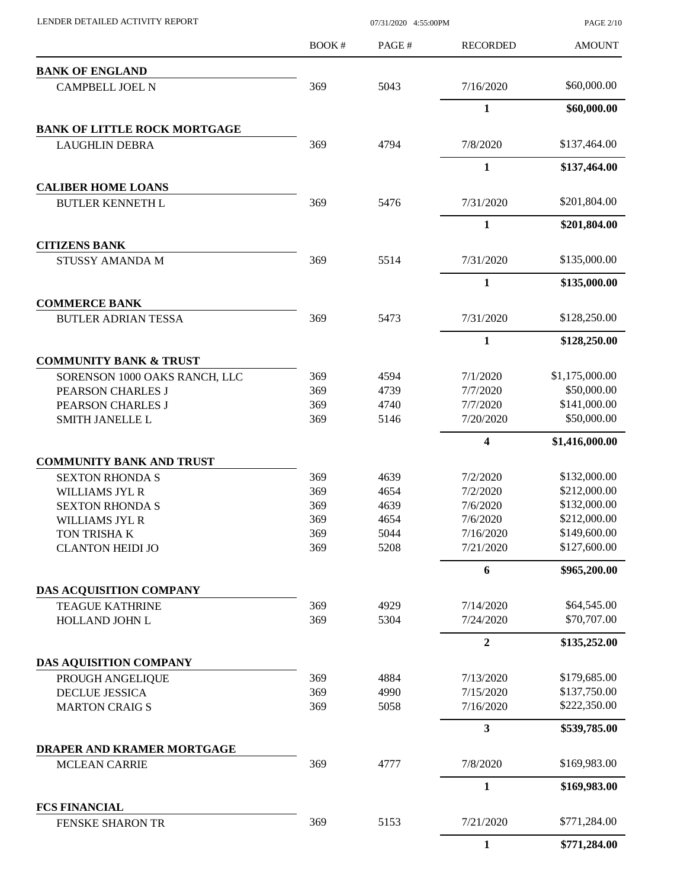LENDER DETAILED ACTIVITY REPORT — 07/31/2020 4:55:00PM

| | BOOK # | PAGE # | RECORDED | AMOUNT |
|---|---|---|---|---|
| **BANK OF ENGLAND** | | | | |
| CAMPBELL JOEL N | 369 | 5043 | 7/16/2020 | $60,000.00 |
| | | | **1** | **$60,000.00** |
| **BANK OF LITTLE ROCK MORTGAGE** | | | | |
| LAUGHLIN DEBRA | 369 | 4794 | 7/8/2020 | $137,464.00 |
| | | | **1** | **$137,464.00** |
| **CALIBER HOME LOANS** | | | | |
| BUTLER KENNETH L | 369 | 5476 | 7/31/2020 | $201,804.00 |
| | | | **1** | **$201,804.00** |
| **CITIZENS BANK** | | | | |
| STUSSY AMANDA M | 369 | 5514 | 7/31/2020 | $135,000.00 |
| | | | **1** | **$135,000.00** |
| **COMMERCE BANK** | | | | |
| BUTLER ADRIAN TESSA | 369 | 5473 | 7/31/2020 | $128,250.00 |
| | | | **1** | **$128,250.00** |
| **COMMUNITY BANK & TRUST** | | | | |
| SORENSON 1000 OAKS RANCH, LLC | 369 | 4594 | 7/1/2020 | $1,175,000.00 |
| PEARSON CHARLES J | 369 | 4739 | 7/7/2020 | $50,000.00 |
| PEARSON CHARLES J | 369 | 4740 | 7/7/2020 | $141,000.00 |
| SMITH JANELLE L | 369 | 5146 | 7/20/2020 | $50,000.00 |
| | | | **4** | **$1,416,000.00** |
| **COMMUNITY BANK AND TRUST** | | | | |
| SEXTON RHONDA S | 369 | 4639 | 7/2/2020 | $132,000.00 |
| WILLIAMS JYL R | 369 | 4654 | 7/2/2020 | $212,000.00 |
| SEXTON RHONDA S | 369 | 4639 | 7/6/2020 | $132,000.00 |
| WILLIAMS JYL R | 369 | 4654 | 7/6/2020 | $212,000.00 |
| TON TRISHA K | 369 | 5044 | 7/16/2020 | $149,600.00 |
| CLANTON HEIDI JO | 369 | 5208 | 7/21/2020 | $127,600.00 |
| | | | **6** | **$965,200.00** |
| **DAS ACQUISITION COMPANY** | | | | |
| TEAGUE KATHRINE | 369 | 4929 | 7/14/2020 | $64,545.00 |
| HOLLAND JOHN L | 369 | 5304 | 7/24/2020 | $70,707.00 |
| | | | **2** | **$135,252.00** |
| **DAS AQUISITION COMPANY** | | | | |
| PROUGH ANGELIQUE | 369 | 4884 | 7/13/2020 | $179,685.00 |
| DECLUE JESSICA | 369 | 4990 | 7/15/2020 | $137,750.00 |
| MARTON CRAIG S | 369 | 5058 | 7/16/2020 | $222,350.00 |
| | | | **3** | **$539,785.00** |
| **DRAPER AND KRAMER MORTGAGE** | | | | |
| MCLEAN CARRIE | 369 | 4777 | 7/8/2020 | $169,983.00 |
| | | | **1** | **$169,983.00** |
| **FCS FINANCIAL** | | | | |
| FENSKE SHARON TR | 369 | 5153 | 7/21/2020 | $771,284.00 |
| | | | **1** | **$771,284.00** |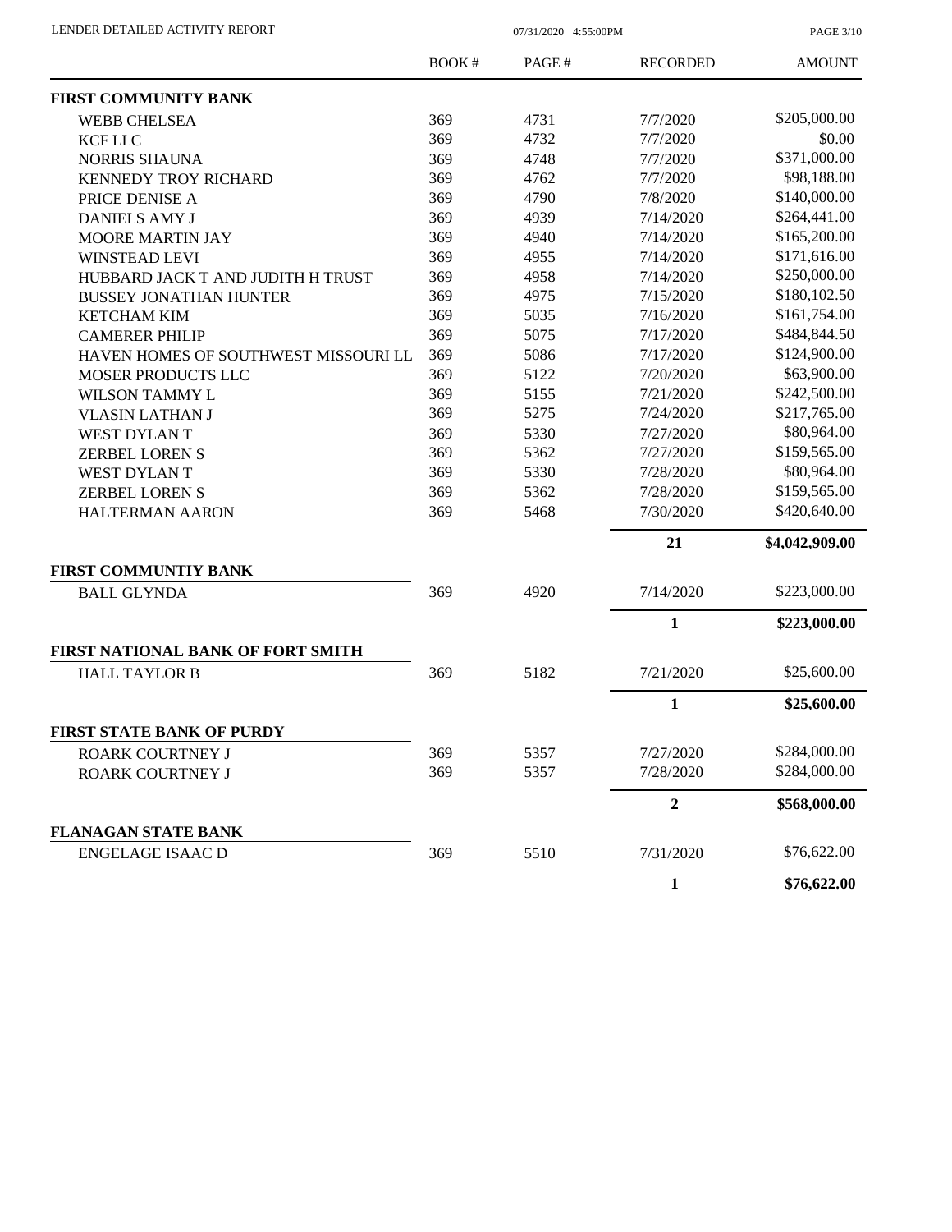| | BOOK # | PAGE # | RECORDED | AMOUNT |
|---|---|---|---|---|
| **FIRST COMMUNITY BANK** | | | | |
| WEBB CHELSEA | 369 | 4731 | 7/7/2020 | $205,000.00 |
| KCF LLC | 369 | 4732 | 7/7/2020 | $0.00 |
| NORRIS SHAUNA | 369 | 4748 | 7/7/2020 | $371,000.00 |
| KENNEDY TROY RICHARD | 369 | 4762 | 7/7/2020 | $98,188.00 |
| PRICE DENISE A | 369 | 4790 | 7/8/2020 | $140,000.00 |
| DANIELS AMY J | 369 | 4939 | 7/14/2020 | $264,441.00 |
| MOORE MARTIN JAY | 369 | 4940 | 7/14/2020 | $165,200.00 |
| WINSTEAD LEVI | 369 | 4955 | 7/14/2020 | $171,616.00 |
| HUBBARD JACK T AND JUDITH H TRUST | 369 | 4958 | 7/14/2020 | $250,000.00 |
| BUSSEY JONATHAN HUNTER | 369 | 4975 | 7/15/2020 | $180,102.50 |
| KETCHAM KIM | 369 | 5035 | 7/16/2020 | $161,754.00 |
| CAMERER PHILIP | 369 | 5075 | 7/17/2020 | $484,844.50 |
| HAVEN HOMES OF SOUTHWEST MISSOURI LL | 369 | 5086 | 7/17/2020 | $124,900.00 |
| MOSER PRODUCTS LLC | 369 | 5122 | 7/20/2020 | $63,900.00 |
| WILSON TAMMY L | 369 | 5155 | 7/21/2020 | $242,500.00 |
| VLASIN LATHAN J | 369 | 5275 | 7/24/2020 | $217,765.00 |
| WEST DYLAN T | 369 | 5330 | 7/27/2020 | $80,964.00 |
| ZERBEL LOREN S | 369 | 5362 | 7/27/2020 | $159,565.00 |
| WEST DYLAN T | 369 | 5330 | 7/28/2020 | $80,964.00 |
| ZERBEL LOREN S | 369 | 5362 | 7/28/2020 | $159,565.00 |
| HALTERMAN AARON | 369 | 5468 | 7/30/2020 | $420,640.00 |
| | | | **21** | **$4,042,909.00** |
| **FIRST COMMUNTIY BANK** | | | | |
| BALL GLYNDA | 369 | 4920 | 7/14/2020 | $223,000.00 |
| | | | **1** | **$223,000.00** |
| **FIRST NATIONAL BANK OF FORT SMITH** | | | | |
| HALL TAYLOR B | 369 | 5182 | 7/21/2020 | $25,600.00 |
| | | | **1** | **$25,600.00** |
| **FIRST STATE BANK OF PURDY** | | | | |
| ROARK COURTNEY J | 369 | 5357 | 7/27/2020 | $284,000.00 |
| ROARK COURTNEY J | 369 | 5357 | 7/28/2020 | $284,000.00 |
| | | | **2** | **$568,000.00** |
| **FLANAGAN STATE BANK** | | | | |
| ENGELAGE ISAAC D | 369 | 5510 | 7/31/2020 | $76,622.00 |
| | | | **1** | **$76,622.00** |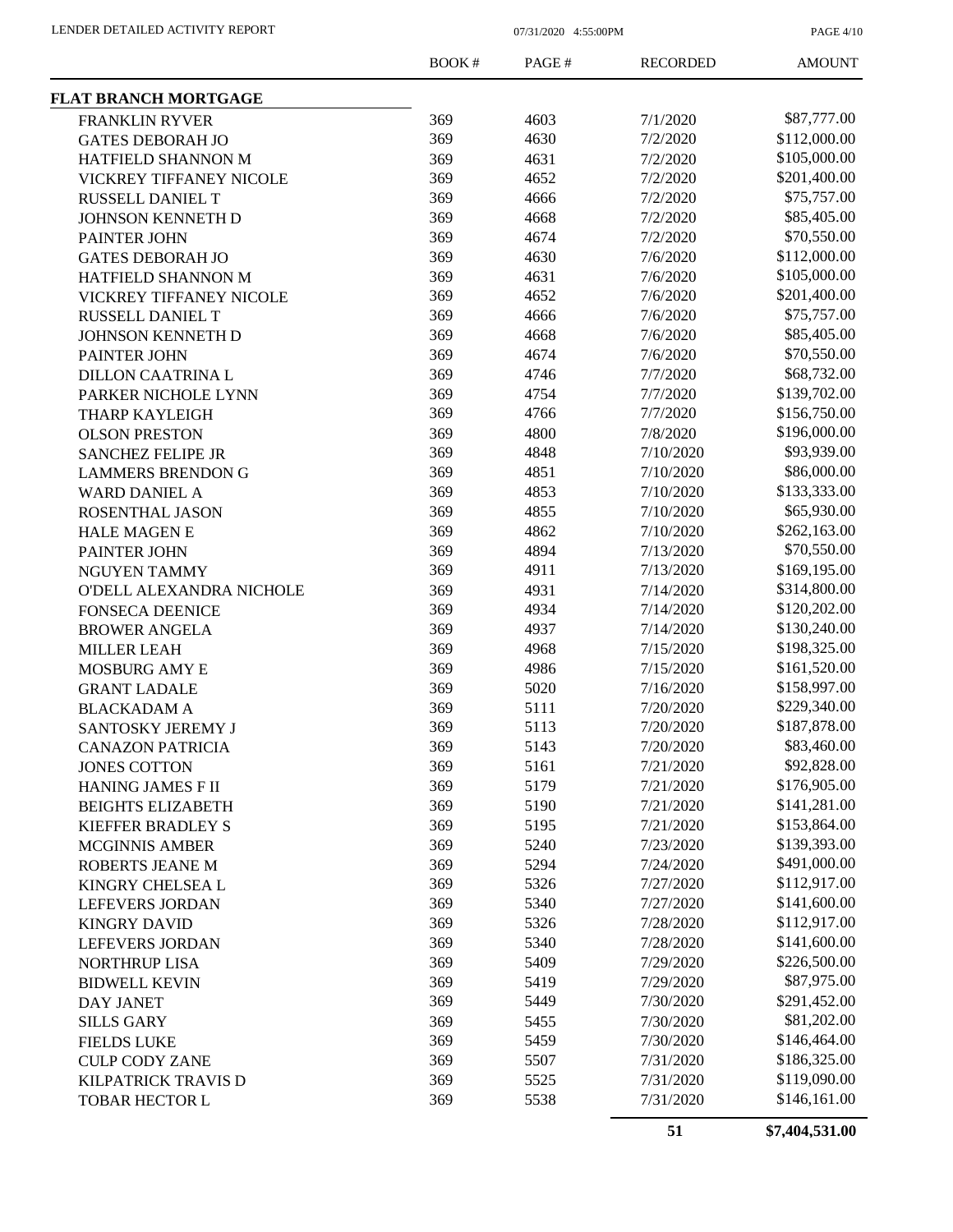| | BOOK # | PAGE # | RECORDED | AMOUNT |
|---|---|---|---|---|
| **FLAT BRANCH MORTGAGE** | | | | |
| FRANKLIN RYVER | 369 | 4603 | 7/1/2020 | \$87,777.00 |
| GATES DEBORAH JO | 369 | 4630 | 7/2/2020 | \$112,000.00 |
| HATFIELD SHANNON M | 369 | 4631 | 7/2/2020 | \$105,000.00 |
| VICKREY TIFFANEY NICOLE | 369 | 4652 | 7/2/2020 | \$201,400.00 |
| RUSSELL DANIEL T | 369 | 4666 | 7/2/2020 | \$75,757.00 |
| JOHNSON KENNETH D | 369 | 4668 | 7/2/2020 | \$85,405.00 |
| PAINTER JOHN | 369 | 4674 | 7/2/2020 | \$70,550.00 |
| GATES DEBORAH JO | 369 | 4630 | 7/6/2020 | \$112,000.00 |
| HATFIELD SHANNON M | 369 | 4631 | 7/6/2020 | \$105,000.00 |
| VICKREY TIFFANEY NICOLE | 369 | 4652 | 7/6/2020 | \$201,400.00 |
| RUSSELL DANIEL T | 369 | 4666 | 7/6/2020 | \$75,757.00 |
| JOHNSON KENNETH D | 369 | 4668 | 7/6/2020 | \$85,405.00 |
| PAINTER JOHN | 369 | 4674 | 7/6/2020 | \$70,550.00 |
| DILLON CAATRINA L | 369 | 4746 | 7/7/2020 | \$68,732.00 |
| PARKER NICHOLE LYNN | 369 | 4754 | 7/7/2020 | \$139,702.00 |
| THARP KAYLEIGH | 369 | 4766 | 7/7/2020 | \$156,750.00 |
| OLSON PRESTON | 369 | 4800 | 7/8/2020 | \$196,000.00 |
| SANCHEZ FELIPE JR | 369 | 4848 | 7/10/2020 | \$93,939.00 |
| LAMMERS BRENDON G | 369 | 4851 | 7/10/2020 | \$86,000.00 |
| WARD DANIEL A | 369 | 4853 | 7/10/2020 | \$133,333.00 |
| ROSENTHAL JASON | 369 | 4855 | 7/10/2020 | \$65,930.00 |
| HALE MAGEN E | 369 | 4862 | 7/10/2020 | \$262,163.00 |
| PAINTER JOHN | 369 | 4894 | 7/13/2020 | \$70,550.00 |
| NGUYEN TAMMY | 369 | 4911 | 7/13/2020 | \$169,195.00 |
| O'DELL ALEXANDRA NICHOLE | 369 | 4931 | 7/14/2020 | \$314,800.00 |
| FONSECA DEENICE | 369 | 4934 | 7/14/2020 | \$120,202.00 |
| BROWER ANGELA | 369 | 4937 | 7/14/2020 | \$130,240.00 |
| MILLER LEAH | 369 | 4968 | 7/15/2020 | \$198,325.00 |
| MOSBURG AMY E | 369 | 4986 | 7/15/2020 | \$161,520.00 |
| GRANT LADALE | 369 | 5020 | 7/16/2020 | \$158,997.00 |
| BLACKADAM A | 369 | 5111 | 7/20/2020 | \$229,340.00 |
| SANTOSKY JEREMY J | 369 | 5113 | 7/20/2020 | \$187,878.00 |
| CANAZON PATRICIA | 369 | 5143 | 7/20/2020 | \$83,460.00 |
| JONES COTTON | 369 | 5161 | 7/21/2020 | \$92,828.00 |
| HANING JAMES F II | 369 | 5179 | 7/21/2020 | \$176,905.00 |
| BEIGHTS ELIZABETH | 369 | 5190 | 7/21/2020 | \$141,281.00 |
| KIEFFER BRADLEY S | 369 | 5195 | 7/21/2020 | \$153,864.00 |
| MCGINNIS AMBER | 369 | 5240 | 7/23/2020 | \$139,393.00 |
| ROBERTS JEANE M | 369 | 5294 | 7/24/2020 | \$491,000.00 |
| KINGRY CHELSEA L | 369 | 5326 | 7/27/2020 | \$112,917.00 |
| LEFEVERS JORDAN | 369 | 5340 | 7/27/2020 | \$141,600.00 |
| KINGRY DAVID | 369 | 5326 | 7/28/2020 | \$112,917.00 |
| LEFEVERS JORDAN | 369 | 5340 | 7/28/2020 | \$141,600.00 |
| NORTHRUP LISA | 369 | 5409 | 7/29/2020 | \$226,500.00 |
| BIDWELL KEVIN | 369 | 5419 | 7/29/2020 | \$87,975.00 |
| DAY JANET | 369 | 5449 | 7/30/2020 | \$291,452.00 |
| SILLS GARY | 369 | 5455 | 7/30/2020 | \$81,202.00 |
| FIELDS LUKE | 369 | 5459 | 7/30/2020 | \$146,464.00 |
| CULP CODY ZANE | 369 | 5507 | 7/31/2020 | \$186,325.00 |
| KILPATRICK TRAVIS D | 369 | 5525 | 7/31/2020 | \$119,090.00 |
| TOBAR HECTOR L | 369 | 5538 | 7/31/2020 | \$146,161.00 |
| | | | **51** | **\$7,404,531.00** |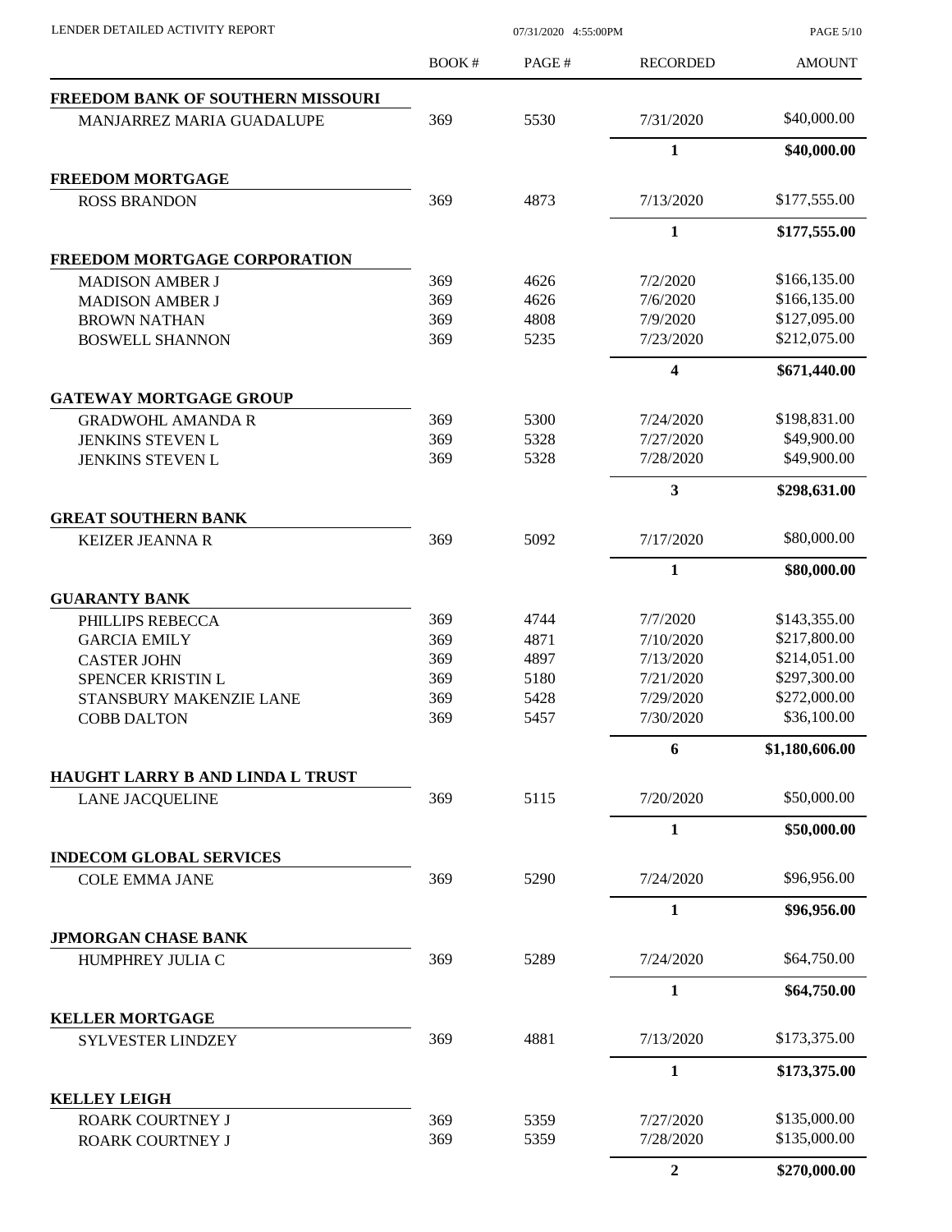| | BOOK # | PAGE # | RECORDED | AMOUNT |
|---|---|---|---|---|
| **FREEDOM BANK OF SOUTHERN MISSOURI** | | | | |
| MANJARREZ MARIA GUADALUPE | 369 | 5530 | 7/31/2020 | $40,000.00 |
| | | | **1** | **$40,000.00** |
| **FREEDOM MORTGAGE** | | | | |
| ROSS BRANDON | 369 | 4873 | 7/13/2020 | $177,555.00 |
| | | | **1** | **$177,555.00** |
| **FREEDOM MORTGAGE CORPORATION** | | | | |
| MADISON AMBER J | 369 | 4626 | 7/2/2020 | $166,135.00 |
| MADISON AMBER J | 369 | 4626 | 7/6/2020 | $166,135.00 |
| BROWN NATHAN | 369 | 4808 | 7/9/2020 | $127,095.00 |
| BOSWELL SHANNON | 369 | 5235 | 7/23/2020 | $212,075.00 |
| | | | **4** | **$671,440.00** |
| **GATEWAY MORTGAGE GROUP** | | | | |
| GRADWOHL AMANDA R | 369 | 5300 | 7/24/2020 | $198,831.00 |
| JENKINS STEVEN L | 369 | 5328 | 7/27/2020 | $49,900.00 |
| JENKINS STEVEN L | 369 | 5328 | 7/28/2020 | $49,900.00 |
| | | | **3** | **$298,631.00** |
| **GREAT SOUTHERN BANK** | | | | |
| KEIZER JEANNA R | 369 | 5092 | 7/17/2020 | $80,000.00 |
| | | | **1** | **$80,000.00** |
| **GUARANTY BANK** | | | | |
| PHILLIPS REBECCA | 369 | 4744 | 7/7/2020 | $143,355.00 |
| GARCIA EMILY | 369 | 4871 | 7/10/2020 | $217,800.00 |
| CASTER JOHN | 369 | 4897 | 7/13/2020 | $214,051.00 |
| SPENCER KRISTIN L | 369 | 5180 | 7/21/2020 | $297,300.00 |
| STANSBURY MAKENZIE LANE | 369 | 5428 | 7/29/2020 | $272,000.00 |
| COBB DALTON | 369 | 5457 | 7/30/2020 | $36,100.00 |
| | | | **6** | **$1,180,606.00** |
| **HAUGHT LARRY B AND LINDA L TRUST** | | | | |
| LANE JACQUELINE | 369 | 5115 | 7/20/2020 | $50,000.00 |
| | | | **1** | **$50,000.00** |
| **INDECOM GLOBAL SERVICES** | | | | |
| COLE EMMA JANE | 369 | 5290 | 7/24/2020 | $96,956.00 |
| | | | **1** | **$96,956.00** |
| **JPMORGAN CHASE BANK** | | | | |
| HUMPHREY JULIA C | 369 | 5289 | 7/24/2020 | $64,750.00 |
| | | | **1** | **$64,750.00** |
| **KELLER MORTGAGE** | | | | |
| SYLVESTER LINDZEY | 369 | 4881 | 7/13/2020 | $173,375.00 |
| | | | **1** | **$173,375.00** |
| **KELLEY LEIGH** | | | | |
| ROARK COURTNEY J | 369 | 5359 | 7/27/2020 | $135,000.00 |
| ROARK COURTNEY J | 369 | 5359 | 7/28/2020 | $135,000.00 |
| | | | **2** | **$270,000.00** |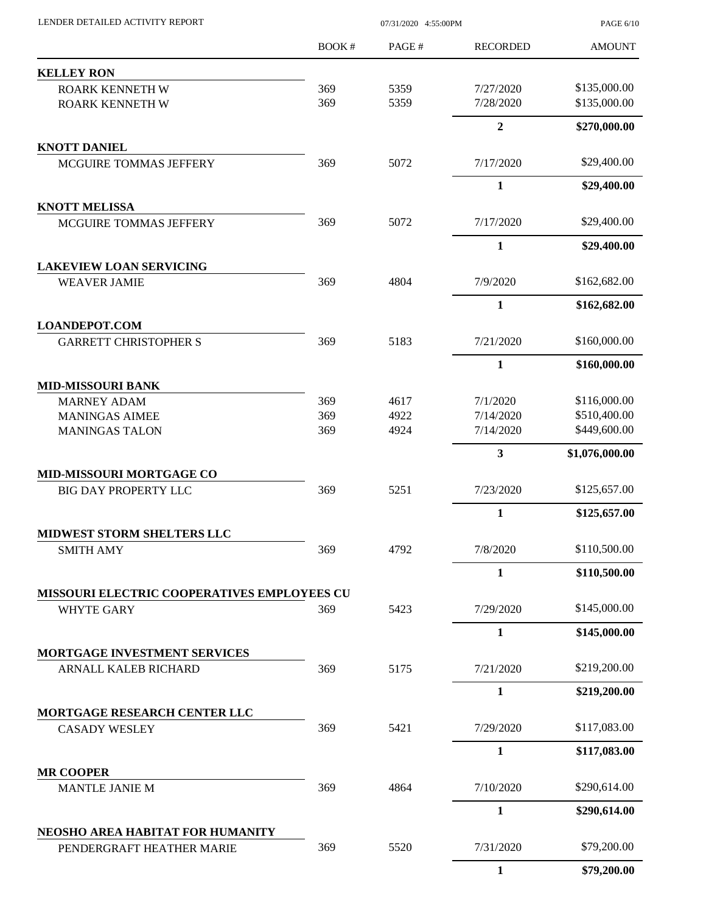| | BOOK # | PAGE # | RECORDED | AMOUNT |
|---|---|---|---|---|
| **KELLEY RON** | | | | |
| ROARK KENNETH W | 369 | 5359 | 7/27/2020 | $135,000.00 |
| ROARK KENNETH W | 369 | 5359 | 7/28/2020 | $135,000.00 |
| | | | **2** | **$270,000.00** |
| **KNOTT DANIEL** | | | | |
| MCGUIRE TOMMAS JEFFERY | 369 | 5072 | 7/17/2020 | $29,400.00 |
| | | | **1** | **$29,400.00** |
| **KNOTT MELISSA** | | | | |
| MCGUIRE TOMMAS JEFFERY | 369 | 5072 | 7/17/2020 | $29,400.00 |
| | | | **1** | **$29,400.00** |
| **LAKEVIEW LOAN SERVICING** | | | | |
| WEAVER JAMIE | 369 | 4804 | 7/9/2020 | $162,682.00 |
| | | | **1** | **$162,682.00** |
| **LOANDEPOT.COM** | | | | |
| GARRETT CHRISTOPHER S | 369 | 5183 | 7/21/2020 | $160,000.00 |
| | | | **1** | **$160,000.00** |
| **MID-MISSOURI BANK** | | | | |
| MARNEY ADAM | 369 | 4617 | 7/1/2020 | $116,000.00 |
| MANINGAS AIMEE | 369 | 4922 | 7/14/2020 | $510,400.00 |
| MANINGAS TALON | 369 | 4924 | 7/14/2020 | $449,600.00 |
| | | | **3** | **$1,076,000.00** |
| **MID-MISSOURI MORTGAGE CO** | | | | |
| BIG DAY PROPERTY LLC | 369 | 5251 | 7/23/2020 | $125,657.00 |
| | | | **1** | **$125,657.00** |
| **MIDWEST STORM SHELTERS LLC** | | | | |
| SMITH AMY | 369 | 4792 | 7/8/2020 | $110,500.00 |
| | | | **1** | **$110,500.00** |
| **MISSOURI ELECTRIC COOPERATIVES EMPLOYEES CU** | | | | |
| WHYTE GARY | 369 | 5423 | 7/29/2020 | $145,000.00 |
| | | | **1** | **$145,000.00** |
| **MORTGAGE INVESTMENT SERVICES** | | | | |
| ARNALL KALEB RICHARD | 369 | 5175 | 7/21/2020 | $219,200.00 |
| | | | **1** | **$219,200.00** |
| **MORTGAGE RESEARCH CENTER LLC** | | | | |
| CASADY WESLEY | 369 | 5421 | 7/29/2020 | $117,083.00 |
| | | | **1** | **$117,083.00** |
| **MR COOPER** | | | | |
| MANTLE JANIE M | 369 | 4864 | 7/10/2020 | $290,614.00 |
| | | | **1** | **$290,614.00** |
| **NEOSHO AREA HABITAT FOR HUMANITY** | | | | |
| PENDERGRAFT HEATHER MARIE | 369 | 5520 | 7/31/2020 | $79,200.00 |
| | | | **1** | **$79,200.00** |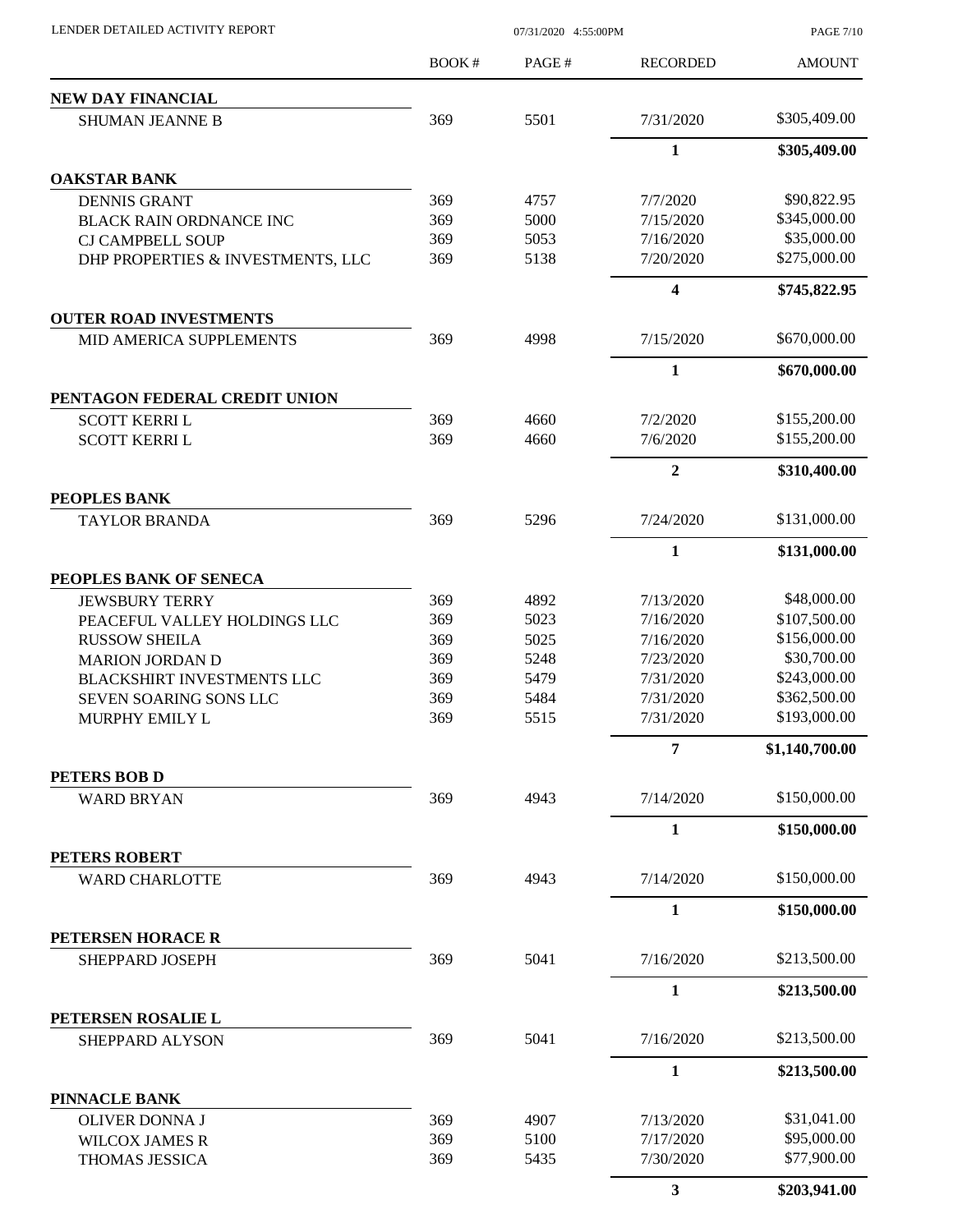LENDER DETAILED ACTIVITY REPORT 07/31/2020 4:55:00PM

| | BOOK # | PAGE # | RECORDED | AMOUNT |
|---|---|---|---|---|
| **NEW DAY FINANCIAL** | | | | |
| SHUMAN JEANNE B | 369 | 5501 | 7/31/2020 | $305,409.00 |
| | | | **1** | **$305,409.00** |
| **OAKSTAR BANK** | | | | |
| DENNIS GRANT | 369 | 4757 | 7/7/2020 | $90,822.95 |
| BLACK RAIN ORDNANCE INC | 369 | 5000 | 7/15/2020 | $345,000.00 |
| CJ CAMPBELL SOUP | 369 | 5053 | 7/16/2020 | $35,000.00 |
| DHP PROPERTIES & INVESTMENTS, LLC | 369 | 5138 | 7/20/2020 | $275,000.00 |
| | | | **4** | **$745,822.95** |
| **OUTER ROAD INVESTMENTS** | | | | |
| MID AMERICA SUPPLEMENTS | 369 | 4998 | 7/15/2020 | $670,000.00 |
| | | | **1** | **$670,000.00** |
| **PENTAGON FEDERAL CREDIT UNION** | | | | |
| SCOTT KERRI L | 369 | 4660 | 7/2/2020 | $155,200.00 |
| SCOTT KERRI L | 369 | 4660 | 7/6/2020 | $155,200.00 |
| | | | **2** | **$310,400.00** |
| **PEOPLES BANK** | | | | |
| TAYLOR BRANDA | 369 | 5296 | 7/24/2020 | $131,000.00 |
| | | | **1** | **$131,000.00** |
| **PEOPLES BANK OF SENECA** | | | | |
| JEWSBURY TERRY | 369 | 4892 | 7/13/2020 | $48,000.00 |
| PEACEFUL VALLEY HOLDINGS LLC | 369 | 5023 | 7/16/2020 | $107,500.00 |
| RUSSOW SHEILA | 369 | 5025 | 7/16/2020 | $156,000.00 |
| MARION JORDAN D | 369 | 5248 | 7/23/2020 | $30,700.00 |
| BLACKSHIRT INVESTMENTS LLC | 369 | 5479 | 7/31/2020 | $243,000.00 |
| SEVEN SOARING SONS LLC | 369 | 5484 | 7/31/2020 | $362,500.00 |
| MURPHY EMILY L | 369 | 5515 | 7/31/2020 | $193,000.00 |
| | | | **7** | **$1,140,700.00** |
| **PETERS BOB D** | | | | |
| WARD BRYAN | 369 | 4943 | 7/14/2020 | $150,000.00 |
| | | | **1** | **$150,000.00** |
| **PETERS ROBERT** | | | | |
| WARD CHARLOTTE | 369 | 4943 | 7/14/2020 | $150,000.00 |
| | | | **1** | **$150,000.00** |
| **PETERSEN HORACE R** | | | | |
| SHEPPARD JOSEPH | 369 | 5041 | 7/16/2020 | $213,500.00 |
| | | | **1** | **$213,500.00** |
| **PETERSEN ROSALIE L** | | | | |
| SHEPPARD ALYSON | 369 | 5041 | 7/16/2020 | $213,500.00 |
| | | | **1** | **$213,500.00** |
| **PINNACLE BANK** | | | | |
| OLIVER DONNA J | 369 | 4907 | 7/13/2020 | $31,041.00 |
| WILCOX JAMES R | 369 | 5100 | 7/17/2020 | $95,000.00 |
| THOMAS JESSICA | 369 | 5435 | 7/30/2020 | $77,900.00 |
| | | | **3** | **$203,941.00** |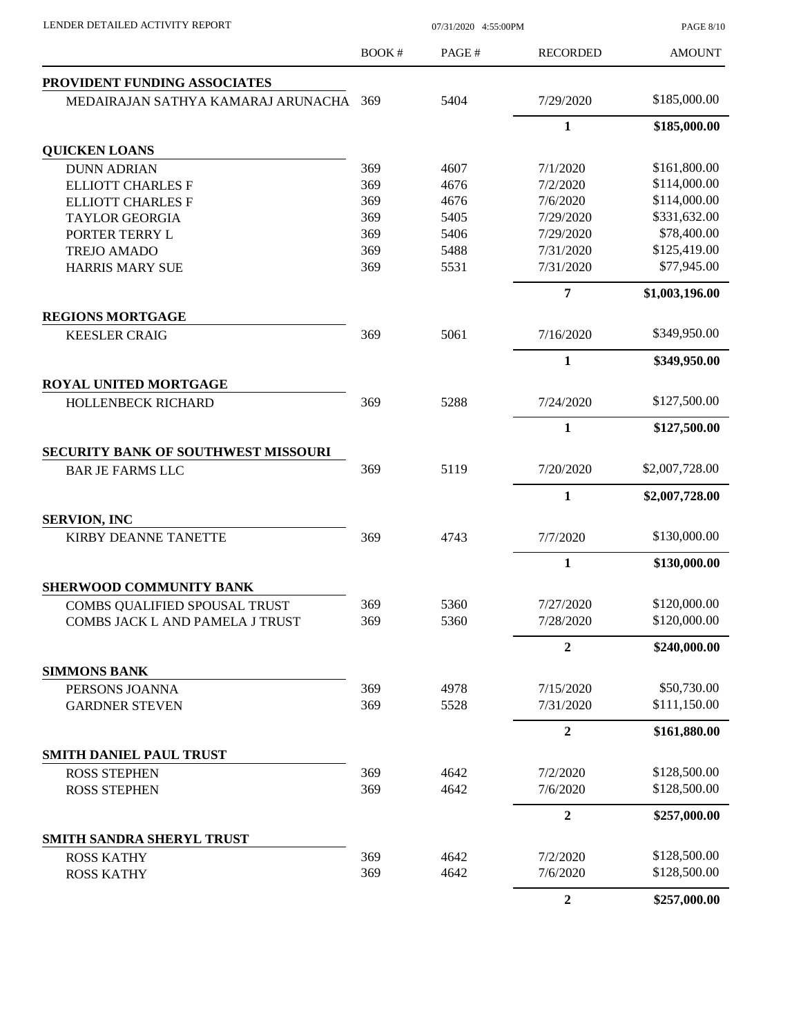LENDER DETAILED ACTIVITY REPORT 07/31/2020 4:55:00PM

| | BOOK # | PAGE # | RECORDED | AMOUNT |
|---|---|---|---|---|
| **PROVIDENT FUNDING ASSOCIATES** | | | | |
| MEDAIRAJAN SATHYA KAMARAJ ARUNACHA | 369 | 5404 | 7/29/2020 | $185,000.00 |
| | | | **1** | **$185,000.00** |
| **QUICKEN LOANS** | | | | |
| DUNN ADRIAN | 369 | 4607 | 7/1/2020 | $161,800.00 |
| ELLIOTT CHARLES F | 369 | 4676 | 7/2/2020 | $114,000.00 |
| ELLIOTT CHARLES F | 369 | 4676 | 7/6/2020 | $114,000.00 |
| TAYLOR GEORGIA | 369 | 5405 | 7/29/2020 | $331,632.00 |
| PORTER TERRY L | 369 | 5406 | 7/29/2020 | $78,400.00 |
| TREJO AMADO | 369 | 5488 | 7/31/2020 | $125,419.00 |
| HARRIS MARY SUE | 369 | 5531 | 7/31/2020 | $77,945.00 |
| | | | **7** | **$1,003,196.00** |
| **REGIONS MORTGAGE** | | | | |
| KEESLER CRAIG | 369 | 5061 | 7/16/2020 | $349,950.00 |
| | | | **1** | **$349,950.00** |
| **ROYAL UNITED MORTGAGE** | | | | |
| HOLLENBECK RICHARD | 369 | 5288 | 7/24/2020 | $127,500.00 |
| | | | **1** | **$127,500.00** |
| **SECURITY BANK OF SOUTHWEST MISSOURI** | | | | |
| BAR JE FARMS LLC | 369 | 5119 | 7/20/2020 | $2,007,728.00 |
| | | | **1** | **$2,007,728.00** |
| **SERVION, INC** | | | | |
| KIRBY DEANNE TANETTE | 369 | 4743 | 7/7/2020 | $130,000.00 |
| | | | **1** | **$130,000.00** |
| **SHERWOOD COMMUNITY BANK** | | | | |
| COMBS QUALIFIED SPOUSAL TRUST | 369 | 5360 | 7/27/2020 | $120,000.00 |
| COMBS JACK L AND PAMELA J TRUST | 369 | 5360 | 7/28/2020 | $120,000.00 |
| | | | **2** | **$240,000.00** |
| **SIMMONS BANK** | | | | |
| PERSONS JOANNA | 369 | 4978 | 7/15/2020 | $50,730.00 |
| GARDNER STEVEN | 369 | 5528 | 7/31/2020 | $111,150.00 |
| | | | **2** | **$161,880.00** |
| **SMITH DANIEL PAUL TRUST** | | | | |
| ROSS STEPHEN | 369 | 4642 | 7/2/2020 | $128,500.00 |
| ROSS STEPHEN | 369 | 4642 | 7/6/2020 | $128,500.00 |
| | | | **2** | **$257,000.00** |
| **SMITH SANDRA SHERYL TRUST** | | | | |
| ROSS KATHY | 369 | 4642 | 7/2/2020 | $128,500.00 |
| ROSS KATHY | 369 | 4642 | 7/6/2020 | $128,500.00 |
| | | | **2** | **$257,000.00** |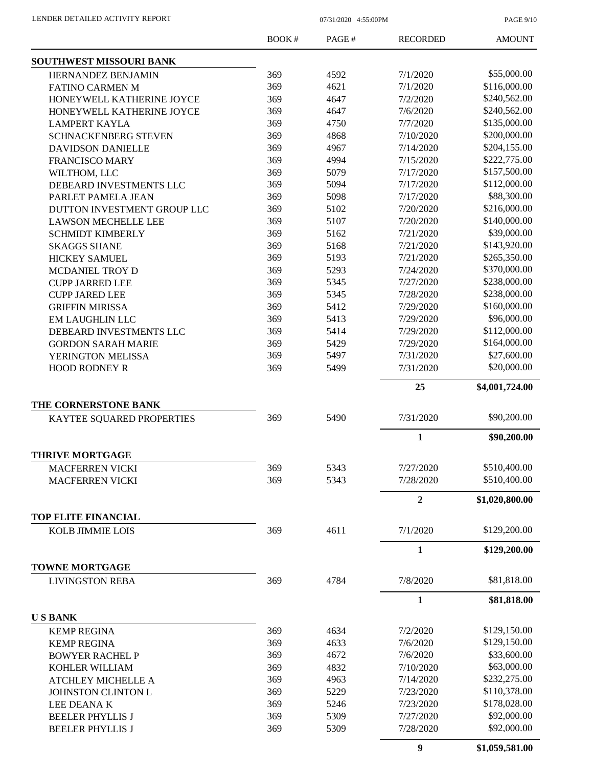| | BOOK # | PAGE # | RECORDED | AMOUNT |
|---|---|---|---|---|
| **SOUTHWEST MISSOURI BANK** | | | | |
| HERNANDEZ BENJAMIN | 369 | 4592 | 7/1/2020 | \$55,000.00 |
| FATINO CARMEN M | 369 | 4621 | 7/1/2020 | \$116,000.00 |
| HONEYWELL KATHERINE JOYCE | 369 | 4647 | 7/2/2020 | \$240,562.00 |
| HONEYWELL KATHERINE JOYCE | 369 | 4647 | 7/6/2020 | \$240,562.00 |
| LAMPERT KAYLA | 369 | 4750 | 7/7/2020 | \$135,000.00 |
| SCHNACKENBERG STEVEN | 369 | 4868 | 7/10/2020 | \$200,000.00 |
| DAVIDSON DANIELLE | 369 | 4967 | 7/14/2020 | \$204,155.00 |
| FRANCISCO MARY | 369 | 4994 | 7/15/2020 | \$222,775.00 |
| WILTHOM, LLC | 369 | 5079 | 7/17/2020 | \$157,500.00 |
| DEBEARD INVESTMENTS LLC | 369 | 5094 | 7/17/2020 | \$112,000.00 |
| PARLET PAMELA JEAN | 369 | 5098 | 7/17/2020 | \$88,300.00 |
| DUTTON INVESTMENT GROUP LLC | 369 | 5102 | 7/20/2020 | \$216,000.00 |
| LAWSON MECHELLE LEE | 369 | 5107 | 7/20/2020 | \$140,000.00 |
| SCHMIDT KIMBERLY | 369 | 5162 | 7/21/2020 | \$39,000.00 |
| SKAGGS SHANE | 369 | 5168 | 7/21/2020 | \$143,920.00 |
| HICKEY SAMUEL | 369 | 5193 | 7/21/2020 | \$265,350.00 |
| MCDANIEL TROY D | 369 | 5293 | 7/24/2020 | \$370,000.00 |
| CUPP JARRED LEE | 369 | 5345 | 7/27/2020 | \$238,000.00 |
| CUPP JARED LEE | 369 | 5345 | 7/28/2020 | \$238,000.00 |
| GRIFFIN MIRISSA | 369 | 5412 | 7/29/2020 | \$160,000.00 |
| EM LAUGHLIN LLC | 369 | 5413 | 7/29/2020 | \$96,000.00 |
| DEBEARD INVESTMENTS LLC | 369 | 5414 | 7/29/2020 | \$112,000.00 |
| GORDON SARAH MARIE | 369 | 5429 | 7/29/2020 | \$164,000.00 |
| YERINGTON MELISSA | 369 | 5497 | 7/31/2020 | \$27,600.00 |
| HOOD RODNEY R | 369 | 5499 | 7/31/2020 | \$20,000.00 |
| | | | **25** | **\$4,001,724.00** |
| **THE CORNERSTONE BANK** | | | | |
| KAYTEE SQUARED PROPERTIES | 369 | 5490 | 7/31/2020 | \$90,200.00 |
| | | | **1** | **\$90,200.00** |
| **THRIVE MORTGAGE** | | | | |
| MACFERREN VICKI | 369 | 5343 | 7/27/2020 | \$510,400.00 |
| MACFERREN VICKI | 369 | 5343 | 7/28/2020 | \$510,400.00 |
| | | | **2** | **\$1,020,800.00** |
| **TOP FLITE FINANCIAL** | | | | |
| KOLB JIMMIE LOIS | 369 | 4611 | 7/1/2020 | \$129,200.00 |
| | | | **1** | **\$129,200.00** |
| **TOWNE MORTGAGE** | | | | |
| LIVINGSTON REBA | 369 | 4784 | 7/8/2020 | \$81,818.00 |
| | | | **1** | **\$81,818.00** |
| **U S BANK** | | | | |
| KEMP REGINA | 369 | 4634 | 7/2/2020 | \$129,150.00 |
| KEMP REGINA | 369 | 4633 | 7/6/2020 | \$129,150.00 |
| BOWYER RACHEL P | 369 | 4672 | 7/6/2020 | \$33,600.00 |
| KOHLER WILLIAM | 369 | 4832 | 7/10/2020 | \$63,000.00 |
| ATCHLEY MICHELLE A | 369 | 4963 | 7/14/2020 | \$232,275.00 |
| JOHNSTON CLINTON L | 369 | 5229 | 7/23/2020 | \$110,378.00 |
| LEE DEANA K | 369 | 5246 | 7/23/2020 | \$178,028.00 |
| BEELER PHYLLIS J | 369 | 5309 | 7/27/2020 | \$92,000.00 |
| BEELER PHYLLIS J | 369 | 5309 | 7/28/2020 | \$92,000.00 |
| | | | **9** | **\$1,059,581.00** |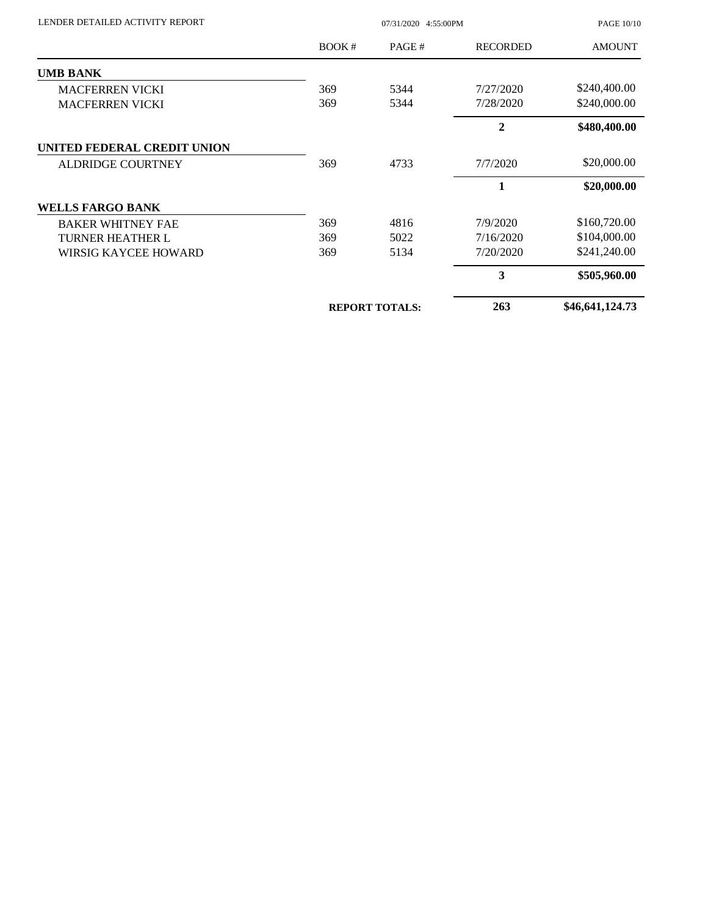| | BOOK # | PAGE # | RECORDED | AMOUNT |
|---|---|---|---|---|
| **UMB BANK** | | | | |
| MACFERREN VICKI | 369 | 5344 | 7/27/2020 | $240,400.00 |
| MACFERREN VICKI | 369 | 5344 | 7/28/2020 | $240,000.00 |
| | | | **2** | **$480,400.00** |
| **UNITED FEDERAL CREDIT UNION** | | | | |
| ALDRIDGE COURTNEY | 369 | 4733 | 7/7/2020 | $20,000.00 |
| | | | **1** | **$20,000.00** |
| **WELLS FARGO BANK** | | | | |
| BAKER WHITNEY FAE | 369 | 4816 | 7/9/2020 | $160,720.00 |
| TURNER HEATHER L | 369 | 5022 | 7/16/2020 | $104,000.00 |
| WIRSIG KAYCEE HOWARD | 369 | 5134 | 7/20/2020 | $241,240.00 |
| | | | **3** | **$505,960.00** |
| | **REPORT TOTALS:** | | **263** | **$46,641,124.73** |